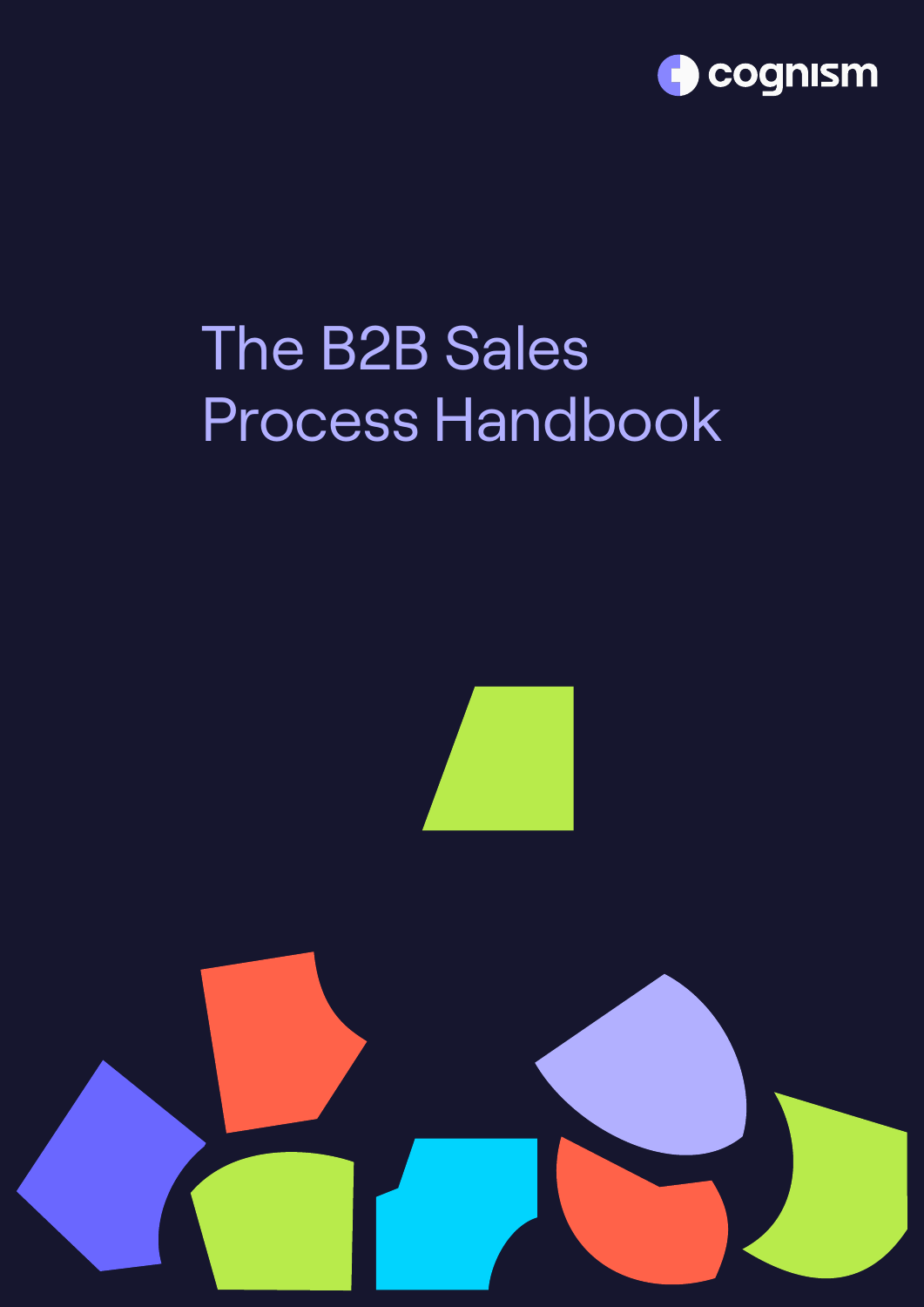cognism

# The B2B Sales Process Handbook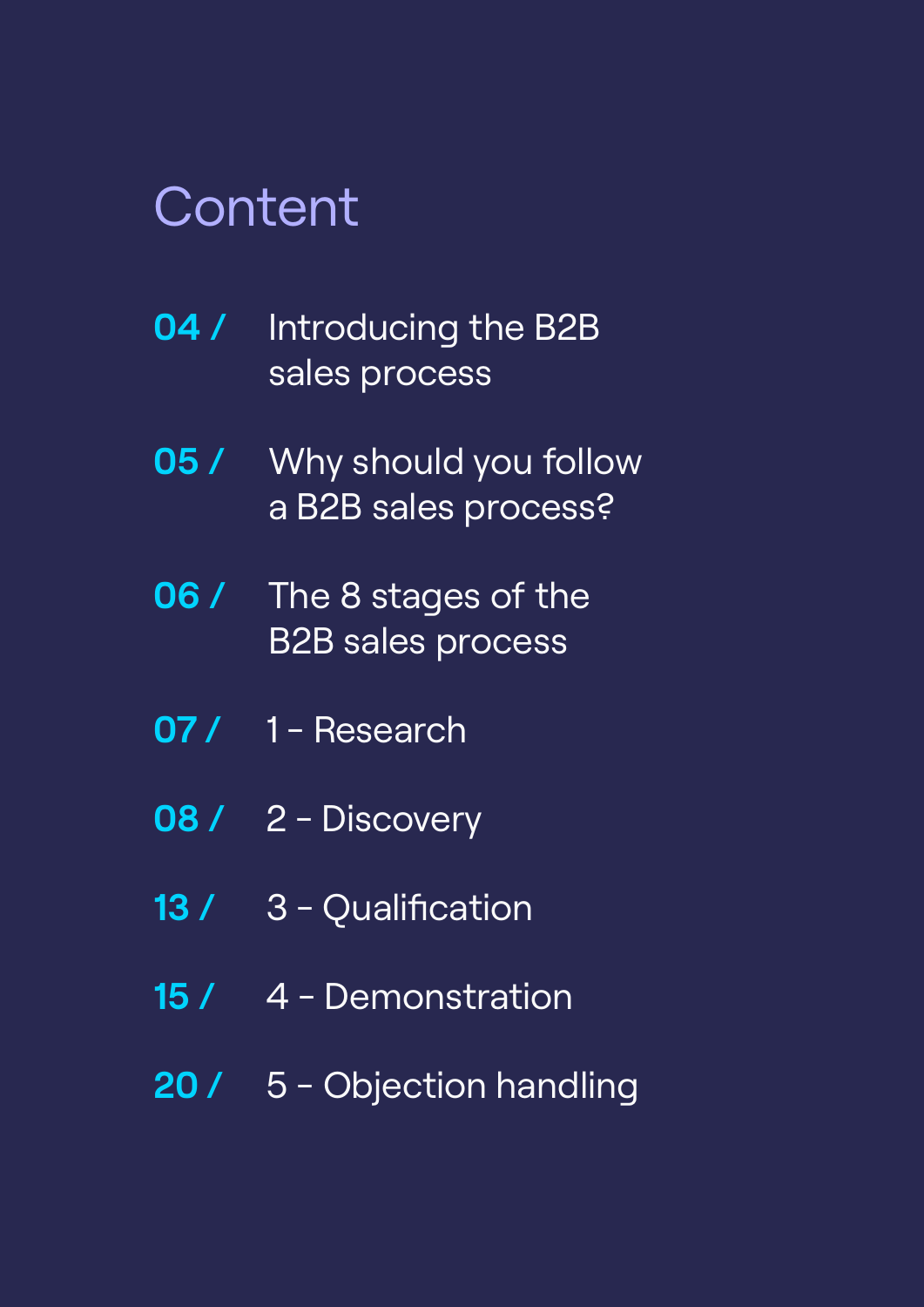# Content

04 / Introducing the B2B sales process

05 / Why should you follow a B2B sales process?

06 / The 8 stages of the B2B sales process

07 / 1 – Research

08 / 2 – Discovery

13 / 3 – Qualification

15 / 4 – Demonstration

20 / 5 – Objection handling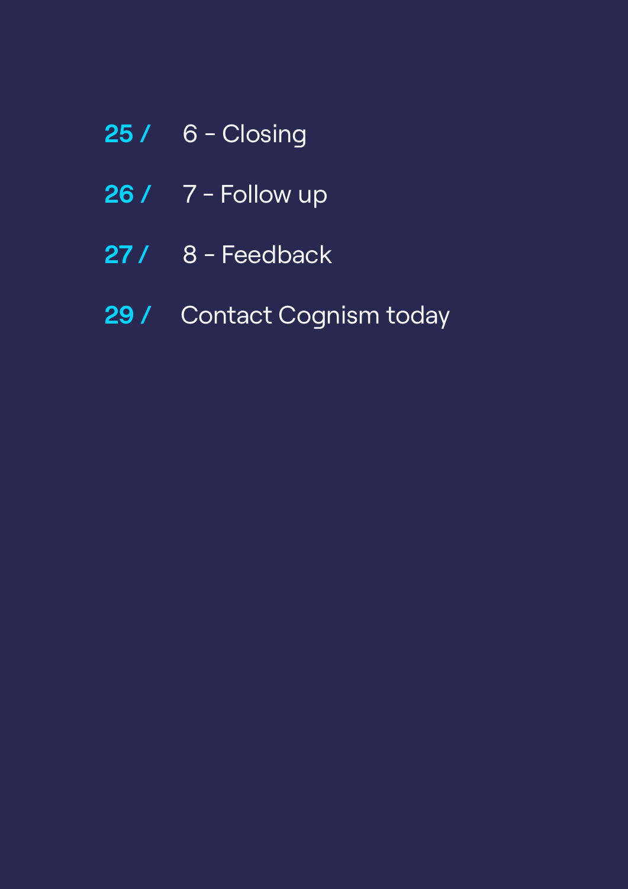**25 /** 6 - Closing

**26 /** 7 - Follow up

**27 /** 8 - Feedback

**29 /** Contact Cognism today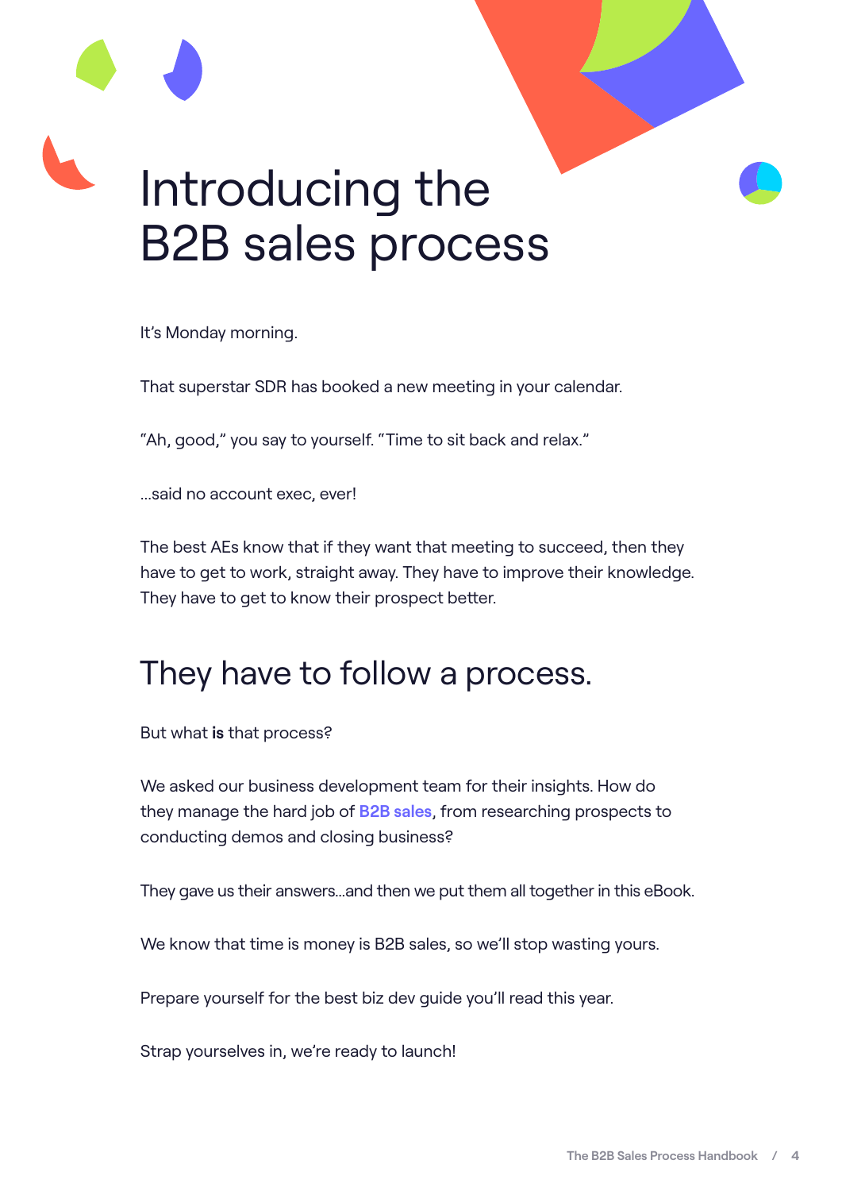# Introducing the B2B sales process

It's Monday morning.

That superstar SDR has booked a new meeting in your calendar.

"Ah, good," you say to yourself. "Time to sit back and relax."

...said no account exec, ever!

The best AEs know that if they want that meeting to succeed, then they have to get to work, straight away. They have to improve their knowledge. They have to get to know their prospect better.

## They have to follow a process.

But what **is** that process?

We asked our business development team for their insights. How do they manage the hard job of **B2B sales**, from researching prospects to conducting demos and closing business?

They gave us their answers...and then we put them all together in this eBook.

We know that time is money is B2B sales, so we'll stop wasting yours.

Prepare yourself for the best biz dev guide you'll read this year.

Strap yourselves in, we're ready to launch!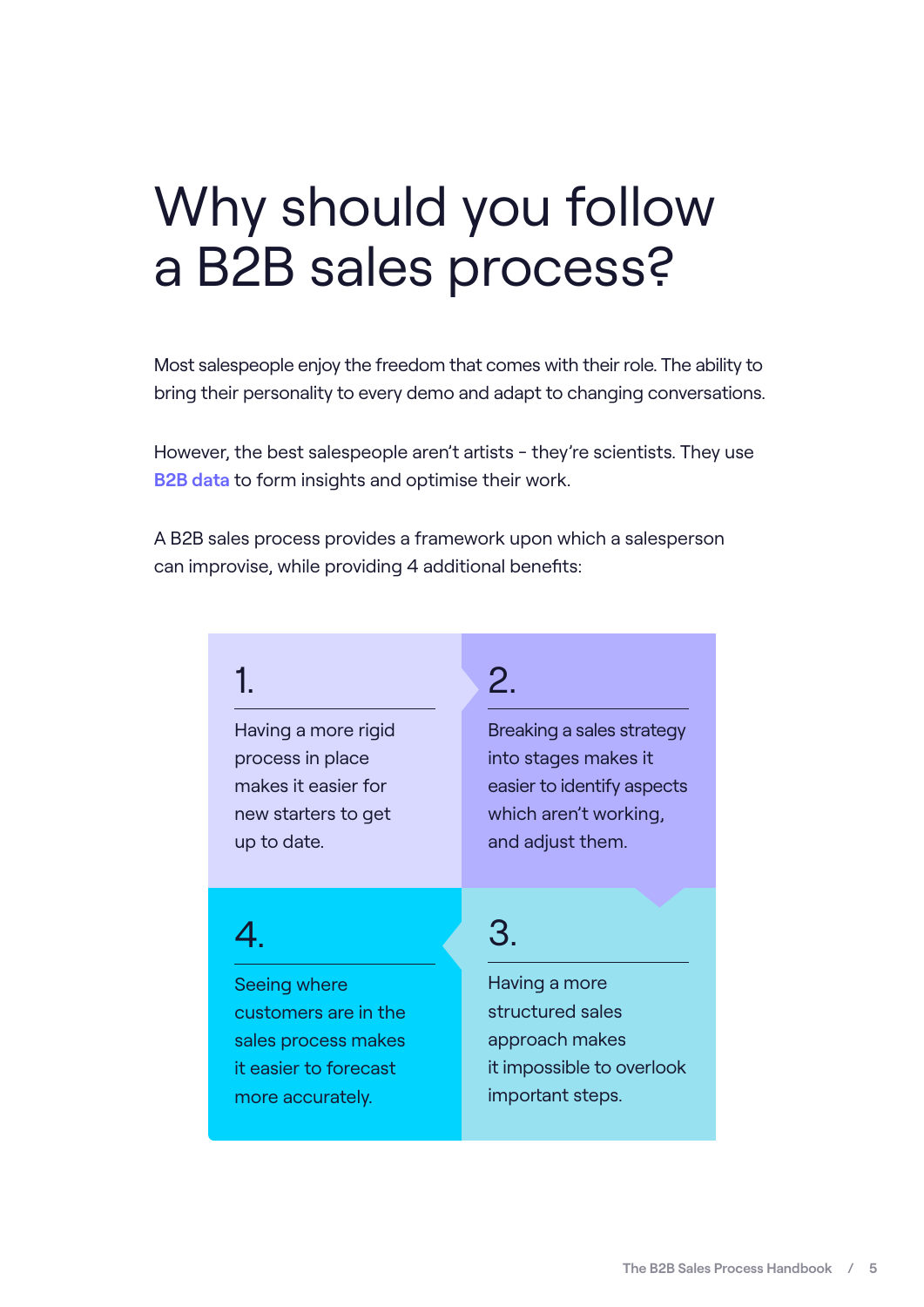# Why should you follow a B2B sales process?

Most salespeople enjoy the freedom that comes with their role. The ability to bring their personality to every demo and adapt to changing conversations.

However, the best salespeople aren't artists - they're scientists. They use **B2B data** to form insights and optimise their work.

A B2B sales process provides a framework upon which a salesperson can improvise, while providing 4 additional benefits:

1. Having a more rigid process in place makes it easier for new starters to get up to date.
2. Breaking a sales strategy into stages makes it easier to identify aspects which aren't working, and adjust them.
3. Having a more structured sales approach makes it impossible to overlook important steps.
4. Seeing where customers are in the sales process makes it easier to forecast more accurately.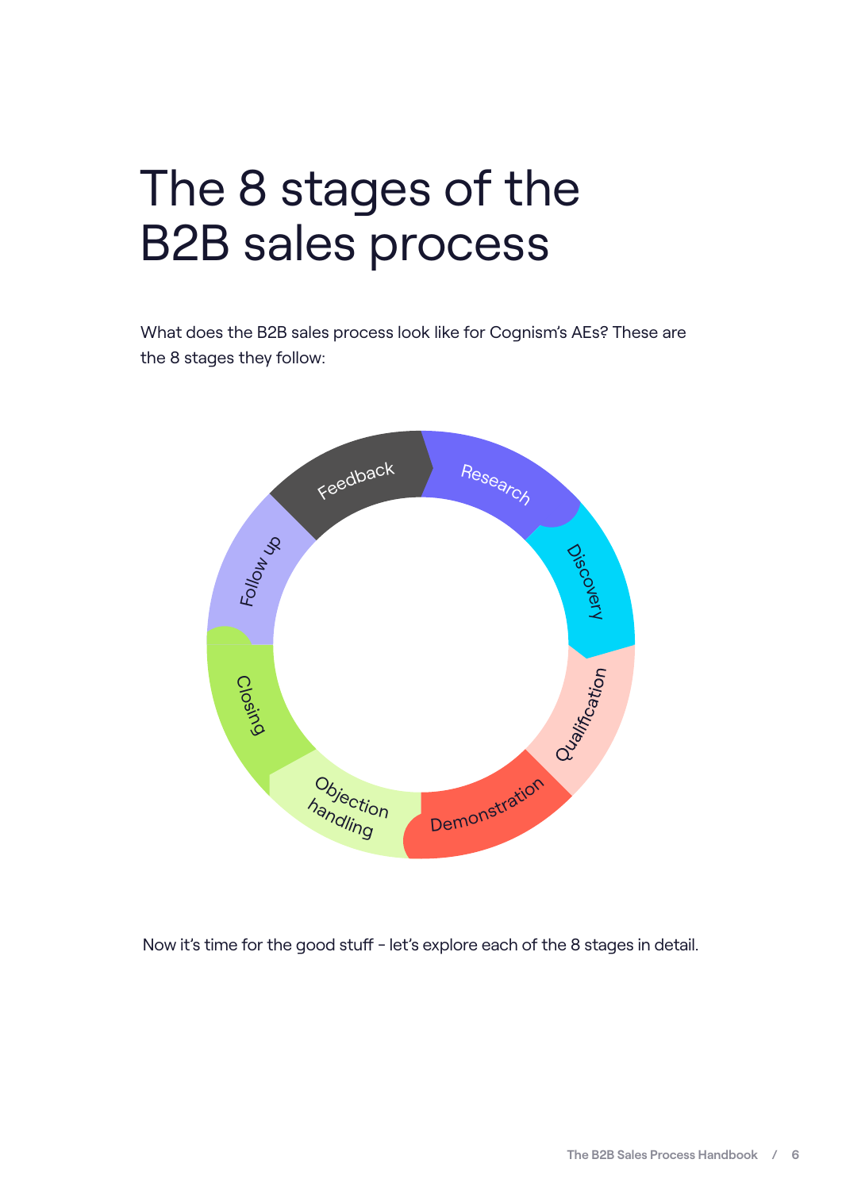# The 8 stages of the B2B sales process

What does the B2B sales process look like for Cognism's AEs? These are the 8 stages they follow:

- Research
- Discovery
- Qualification
- Demonstration
- Objection handling
- Closing
- Follow up
- Feedback

Now it's time for the good stuff - let's explore each of the 8 stages in detail.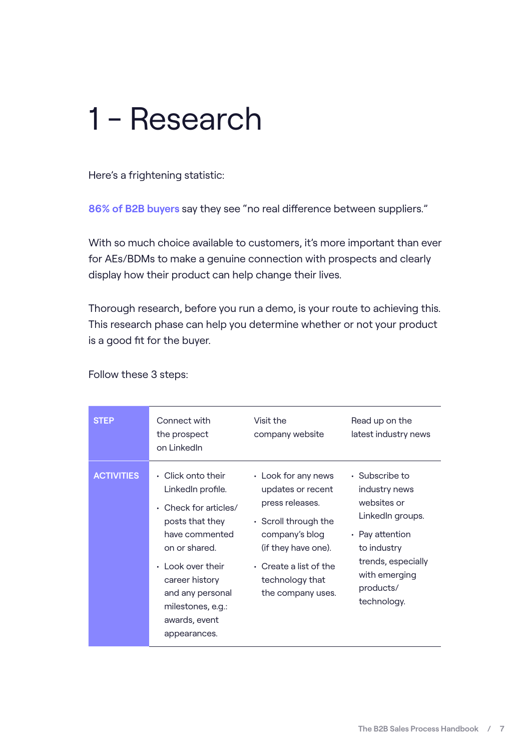# 1 – Research

Here's a frightening statistic:

86% of B2B buyers say they see "no real difference between suppliers."

With so much choice available to customers, it's more important than ever for AEs/BDMs to make a genuine connection with prospects and clearly display how their product can help change their lives.

Thorough research, before you run a demo, is your route to achieving this. This research phase can help you determine whether or not your product is a good fit for the buyer.

Follow these 3 steps:

| STEP | Connect with the prospect on LinkedIn | Visit the company website | Read up on the latest industry news |
|---|---|---|---|
| ACTIVITIES | • Click onto their LinkedIn profile.<br>• Check for articles/posts that they have commented on or shared.<br>• Look over their career history and any personal milestones, e.g.: awards, event appearances. | • Look for any news updates or recent press releases.<br>• Scroll through the company's blog (if they have one).<br>• Create a list of the technology that the company uses. | • Subscribe to industry news websites or LinkedIn groups.<br>• Pay attention to industry trends, especially with emerging products/technology. |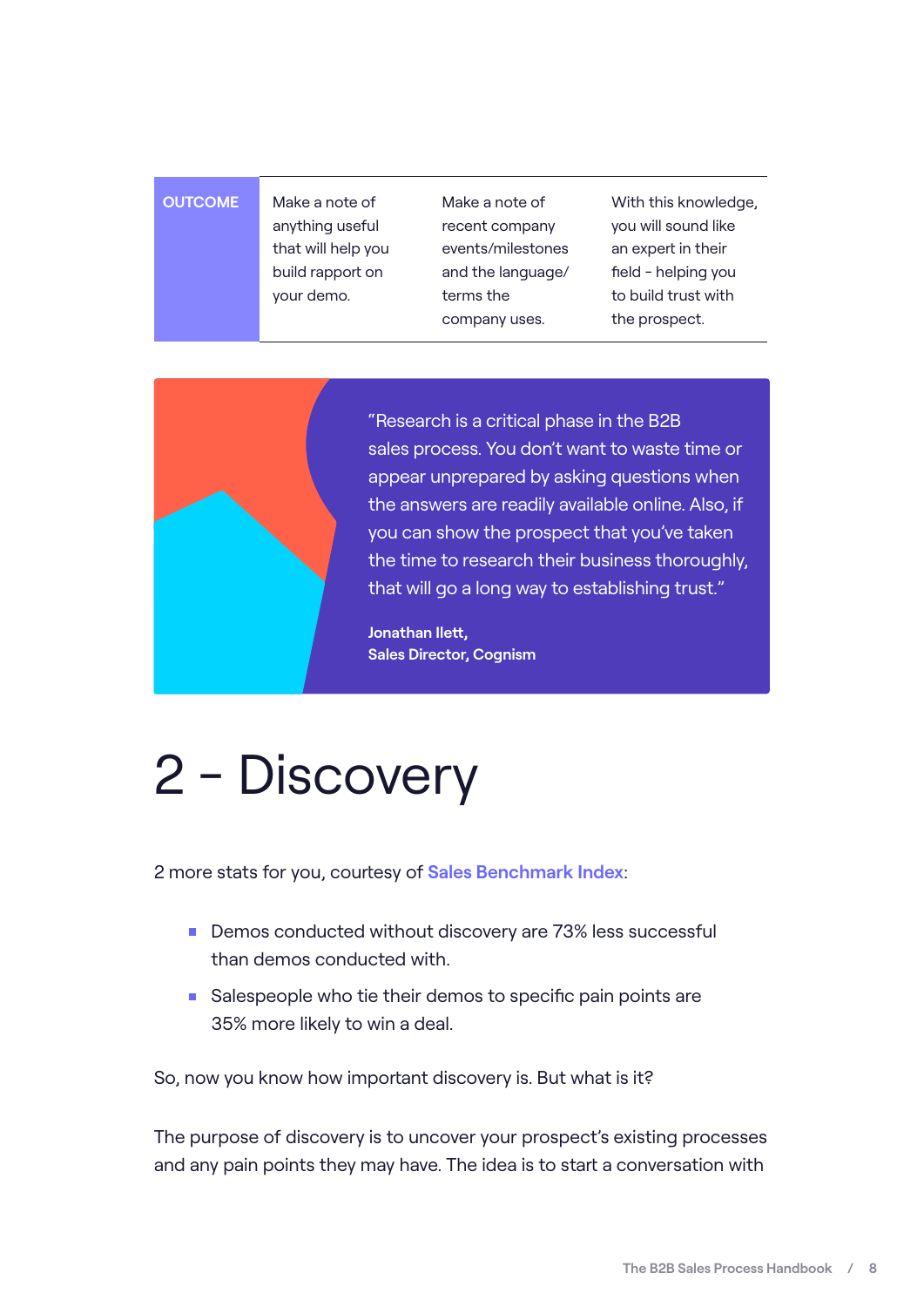| OUTCOME | Make a note of anything useful that will help you build rapport on your demo. | Make a note of recent company events/milestones and the language/terms the company uses. | With this knowledge, you will sound like an expert in their field - helping you to build trust with the prospect. |
|---|---|---|---|

> "Research is a critical phase in the B2B sales process. You don't want to waste time or appear unprepared by asking questions when the answers are readily available online. Also, if you can show the prospect that you've taken the time to research their business thoroughly, that will go a long way to establishing trust."
>
> **Jonathan Ilett,**
> **Sales Director, Cognism**

# 2 - Discovery

2 more stats for you, courtesy of **Sales Benchmark Index**:

- Demos conducted without discovery are 73% less successful than demos conducted with.
- Salespeople who tie their demos to specific pain points are 35% more likely to win a deal.

So, now you know how important discovery is. But what is it?

The purpose of discovery is to uncover your prospect's existing processes and any pain points they may have. The idea is to start a conversation with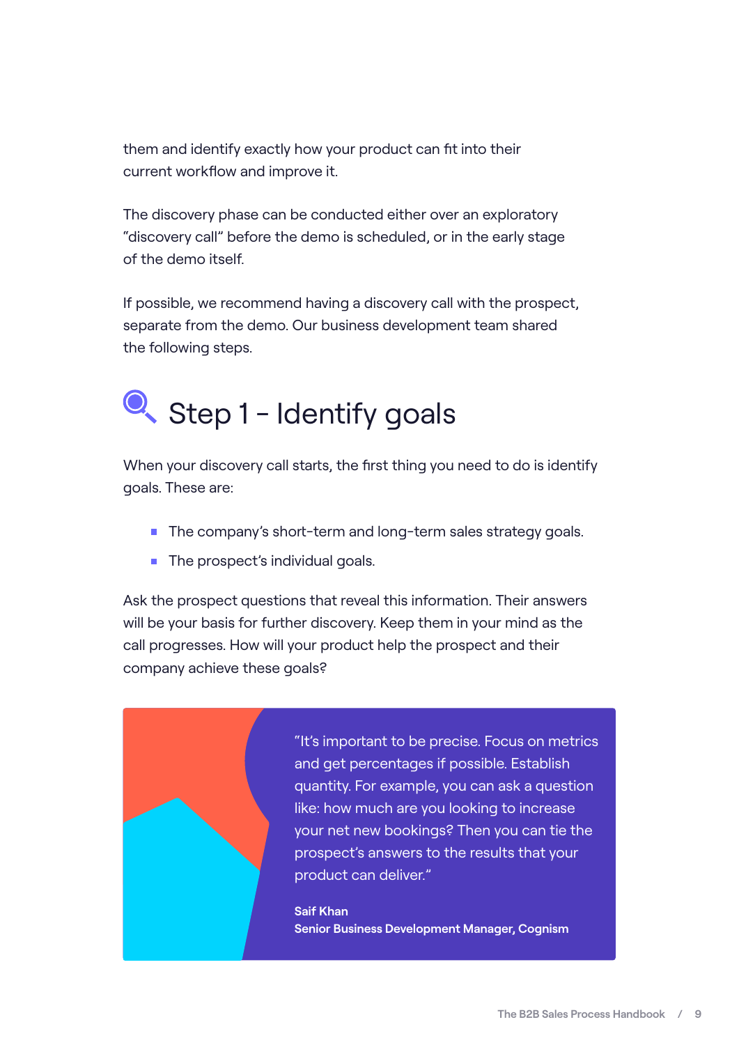them and identify exactly how your product can fit into their current workflow and improve it.

The discovery phase can be conducted either over an exploratory "discovery call" before the demo is scheduled, or in the early stage of the demo itself.

If possible, we recommend having a discovery call with the prospect, separate from the demo. Our business development team shared the following steps.

## Step 1 – Identify goals

When your discovery call starts, the first thing you need to do is identify goals. These are:

- The company's short-term and long-term sales strategy goals.
- The prospect's individual goals.

Ask the prospect questions that reveal this information. Their answers will be your basis for further discovery. Keep them in your mind as the call progresses. How will your product help the prospect and their company achieve these goals?

> "It's important to be precise. Focus on metrics and get percentages if possible. Establish quantity. For example, you can ask a question like: how much are you looking to increase your net new bookings? Then you can tie the prospect's answers to the results that your product can deliver."
>
> **Saif Khan**
> **Senior Business Development Manager, Cognism**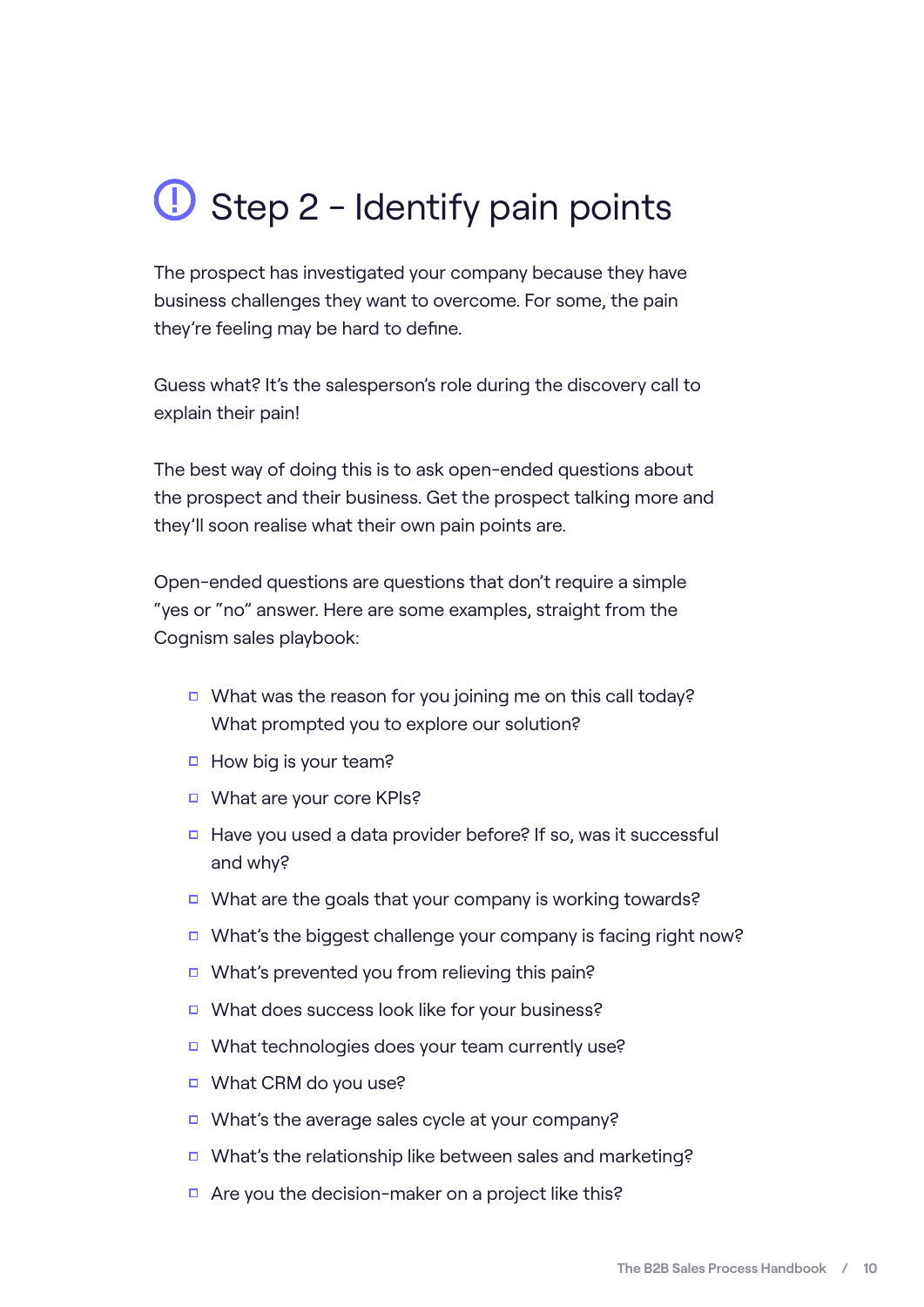# Step 2 - Identify pain points

The prospect has investigated your company because they have business challenges they want to overcome. For some, the pain they're feeling may be hard to define.

Guess what? It's the salesperson's role during the discovery call to explain their pain!

The best way of doing this is to ask open-ended questions about the prospect and their business. Get the prospect talking more and they'll soon realise what their own pain points are.

Open-ended questions are questions that don't require a simple "yes or "no" answer. Here are some examples, straight from the Cognism sales playbook:

- What was the reason for you joining me on this call today? What prompted you to explore our solution?
- How big is your team?
- What are your core KPIs?
- Have you used a data provider before? If so, was it successful and why?
- What are the goals that your company is working towards?
- What's the biggest challenge your company is facing right now?
- What's prevented you from relieving this pain?
- What does success look like for your business?
- What technologies does your team currently use?
- What CRM do you use?
- What's the average sales cycle at your company?
- What's the relationship like between sales and marketing?
- Are you the decision-maker on a project like this?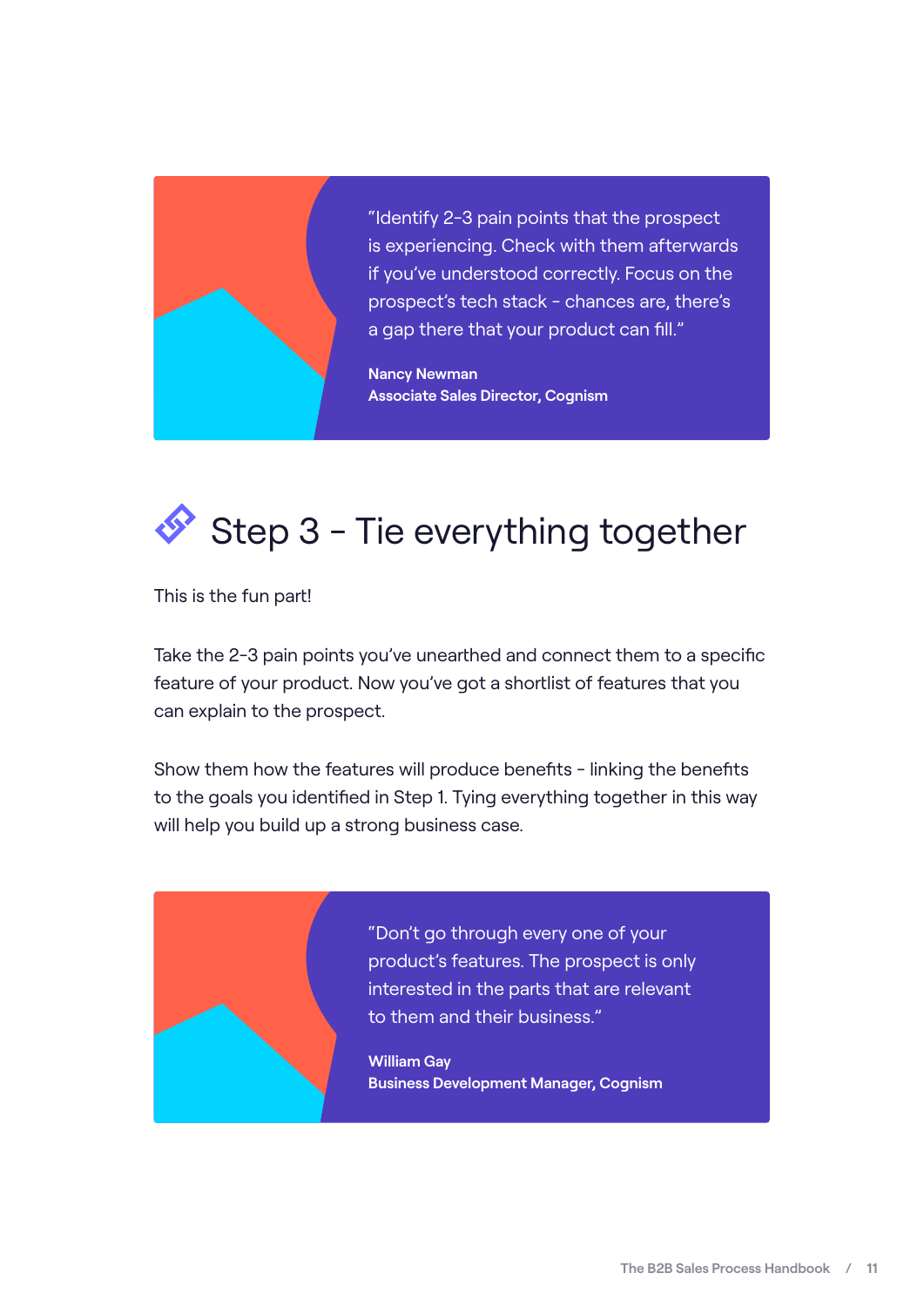> "Identify 2-3 pain points that the prospect is experiencing. Check with them afterwards if you've understood correctly. Focus on the prospect's tech stack - chances are, there's a gap there that your product can fill."
>
> **Nancy Newman**
> **Associate Sales Director, Cognism**

## Step 3 - Tie everything together

This is the fun part!

Take the 2-3 pain points you've unearthed and connect them to a specific feature of your product. Now you've got a shortlist of features that you can explain to the prospect.

Show them how the features will produce benefits - linking the benefits to the goals you identified in Step 1. Tying everything together in this way will help you build up a strong business case.

> "Don't go through every one of your product's features. The prospect is only interested in the parts that are relevant to them and their business."
>
> **William Gay**
> **Business Development Manager, Cognism**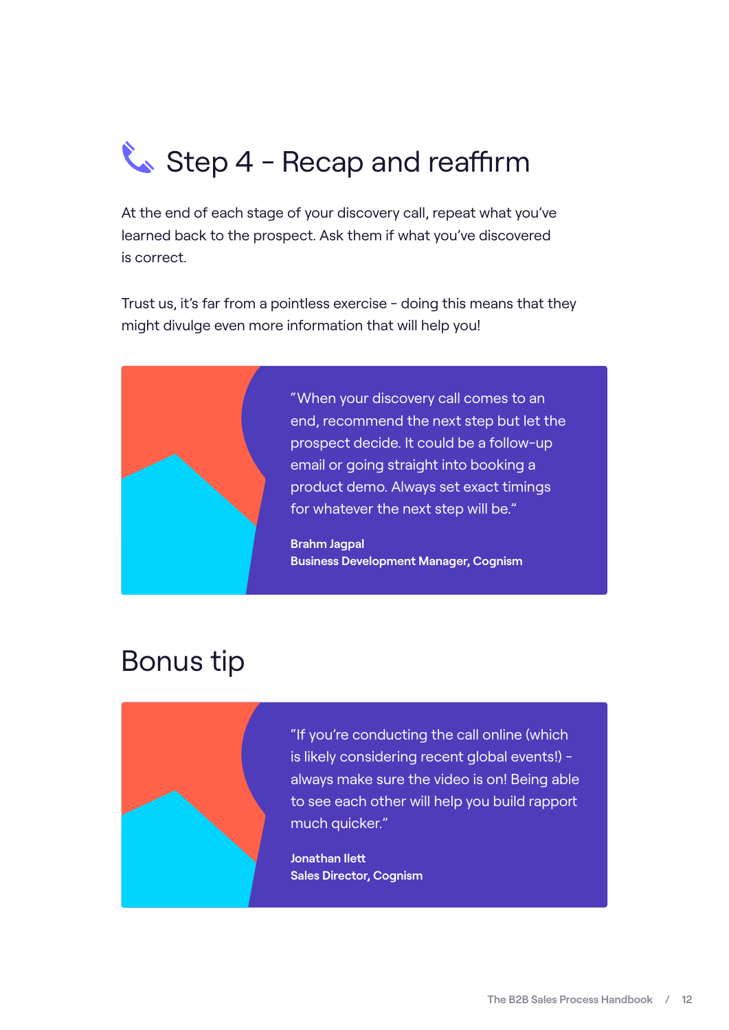## Step 4 - Recap and reaffirm

At the end of each stage of your discovery call, repeat what you've learned back to the prospect. Ask them if what you've discovered is correct.

Trust us, it's far from a pointless exercise - doing this means that they might divulge even more information that will help you!

> "When your discovery call comes to an end, recommend the next step but let the prospect decide. It could be a follow-up email or going straight into booking a product demo. Always set exact timings for whatever the next step will be."
>
> **Brahm Jagpal**
> **Business Development Manager, Cognism**

## Bonus tip

> "If you're conducting the call online (which is likely considering recent global events!) - always make sure the video is on! Being able to see each other will help you build rapport much quicker."
>
> **Jonathan Ilett**
> **Sales Director, Cognism**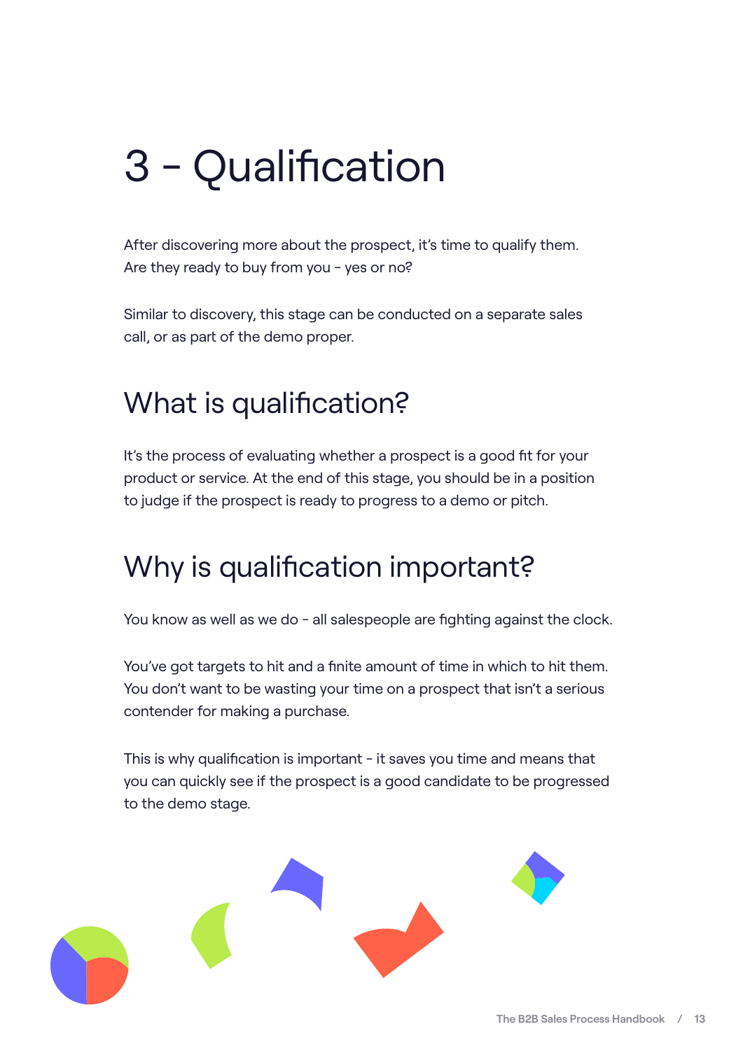# 3 - Qualification

After discovering more about the prospect, it's time to qualify them. Are they ready to buy from you - yes or no?

Similar to discovery, this stage can be conducted on a separate sales call, or as part of the demo proper.

## What is qualification?

It's the process of evaluating whether a prospect is a good fit for your product or service. At the end of this stage, you should be in a position to judge if the prospect is ready to progress to a demo or pitch.

## Why is qualification important?

You know as well as we do - all salespeople are fighting against the clock.

You've got targets to hit and a finite amount of time in which to hit them. You don't want to be wasting your time on a prospect that isn't a serious contender for making a purchase.

This is why qualification is important - it saves you time and means that you can quickly see if the prospect is a good candidate to be progressed to the demo stage.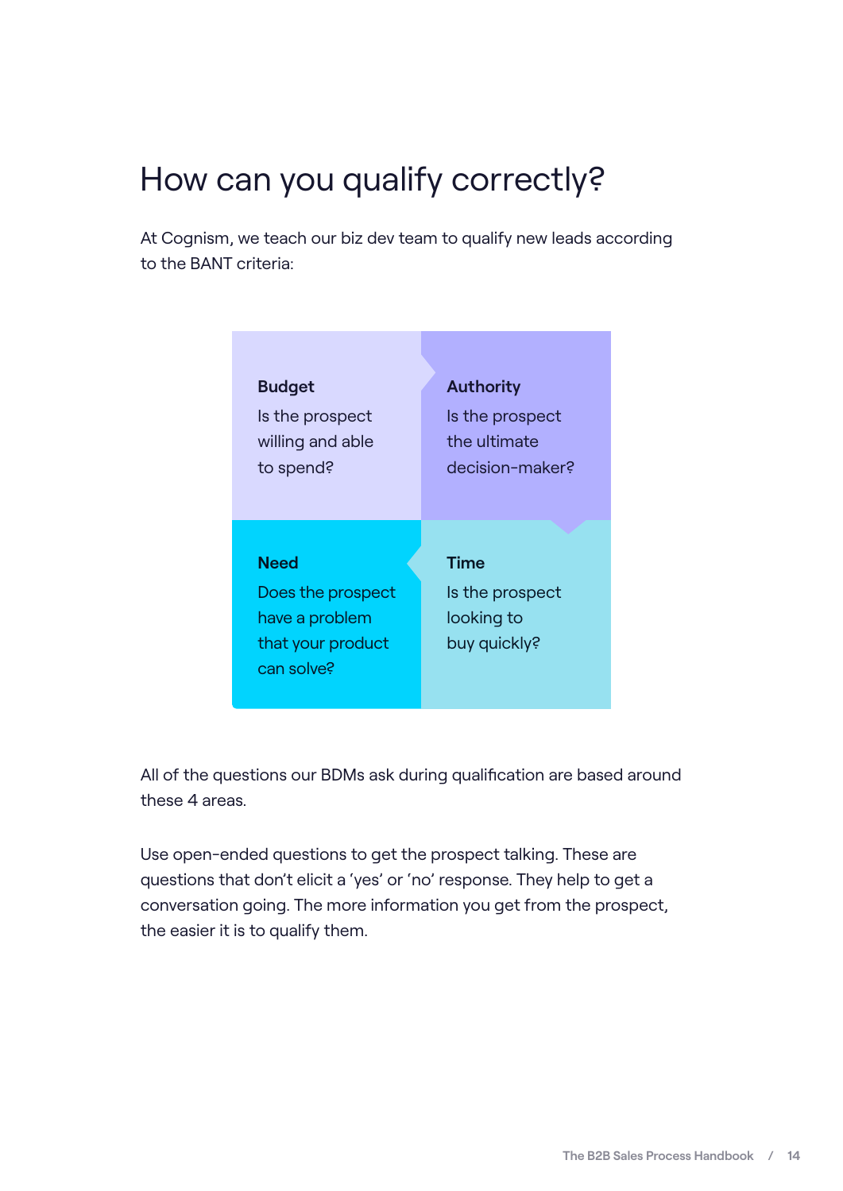# How can you qualify correctly?

At Cognism, we teach our biz dev team to qualify new leads according to the BANT criteria:

**Budget**
Is the prospect willing and able to spend?

**Authority**
Is the prospect the ultimate decision-maker?

**Need**
Does the prospect have a problem that your product can solve?

**Time**
Is the prospect looking to buy quickly?

All of the questions our BDMs ask during qualification are based around these 4 areas.

Use open-ended questions to get the prospect talking. These are questions that don't elicit a 'yes' or 'no' response. They help to get a conversation going. The more information you get from the prospect, the easier it is to qualify them.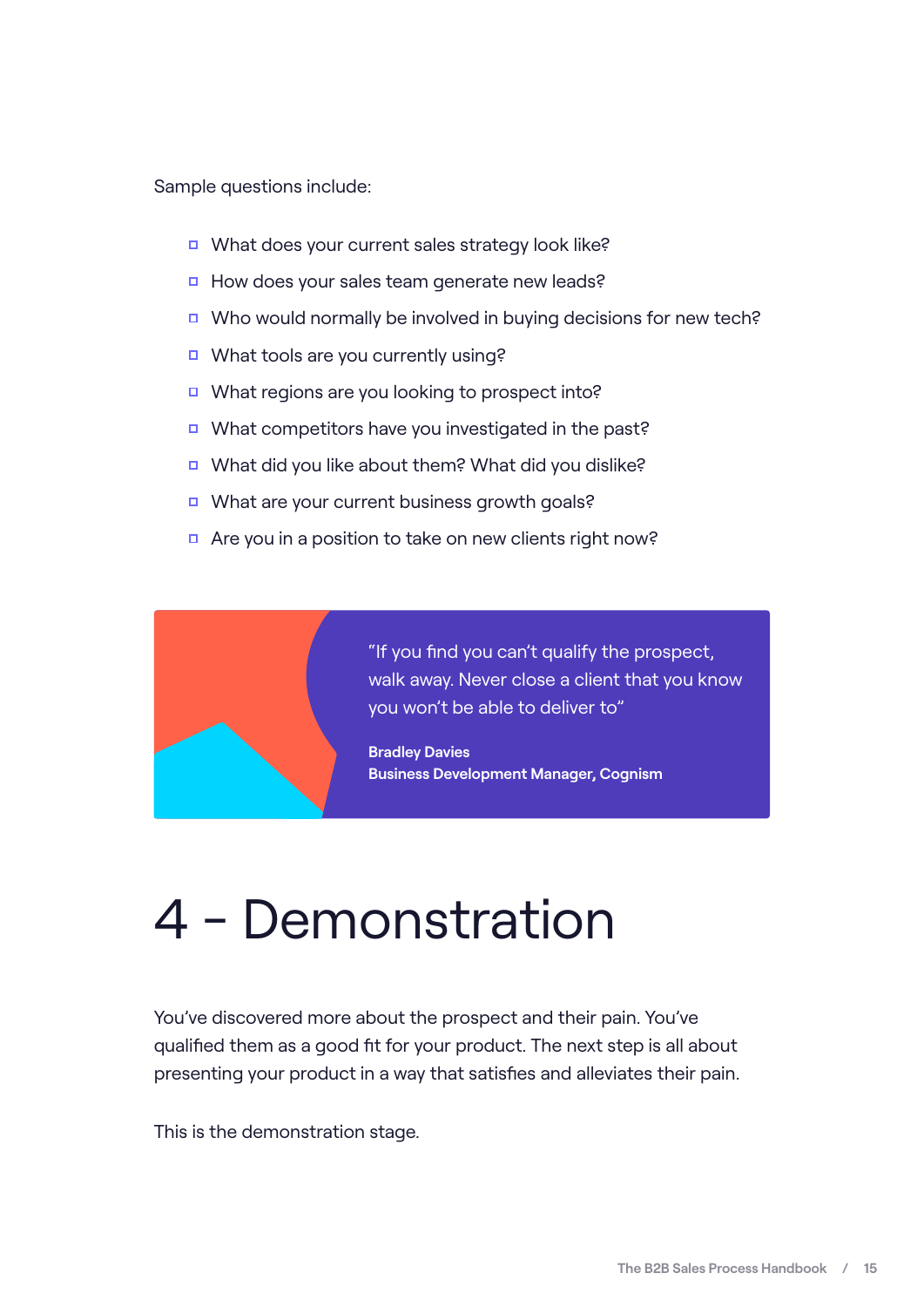Sample questions include:

- What does your current sales strategy look like?
- How does your sales team generate new leads?
- Who would normally be involved in buying decisions for new tech?
- What tools are you currently using?
- What regions are you looking to prospect into?
- What competitors have you investigated in the past?
- What did you like about them? What did you dislike?
- What are your current business growth goals?
- Are you in a position to take on new clients right now?

> "If you find you can't qualify the prospect, walk away. Never close a client that you know you won't be able to deliver to"
>
> **Bradley Davies**
> **Business Development Manager, Cognism**

# 4 - Demonstration

You've discovered more about the prospect and their pain. You've qualified them as a good fit for your product. The next step is all about presenting your product in a way that satisfies and alleviates their pain.

This is the demonstration stage.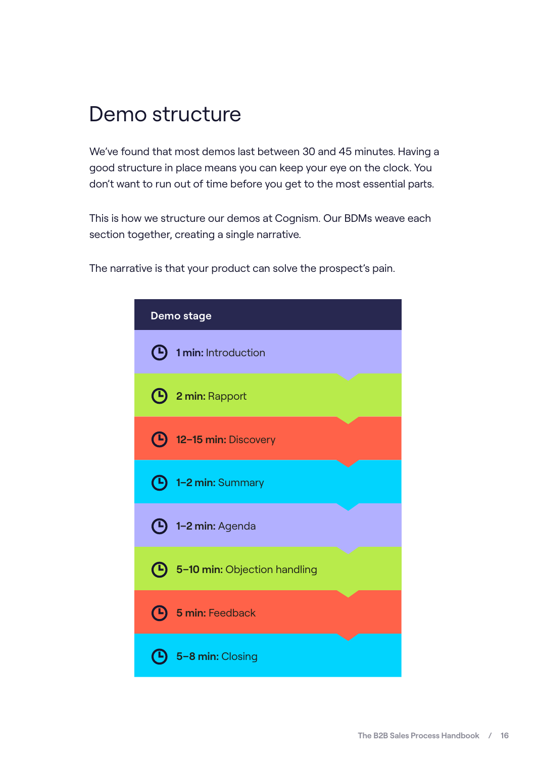# Demo structure

We've found that most demos last between 30 and 45 minutes. Having a good structure in place means you can keep your eye on the clock. You don't want to run out of time before you get to the most essential parts.

This is how we structure our demos at Cognism. Our BDMs weave each section together, creating a single narrative.

The narrative is that your product can solve the prospect's pain.

| Demo stage |
|---|
| **1 min:** Introduction |
| **2 min:** Rapport |
| **12–15 min:** Discovery |
| **1–2 min:** Summary |
| **1–2 min:** Agenda |
| **5–10 min:** Objection handling |
| **5 min:** Feedback |
| **5–8 min:** Closing |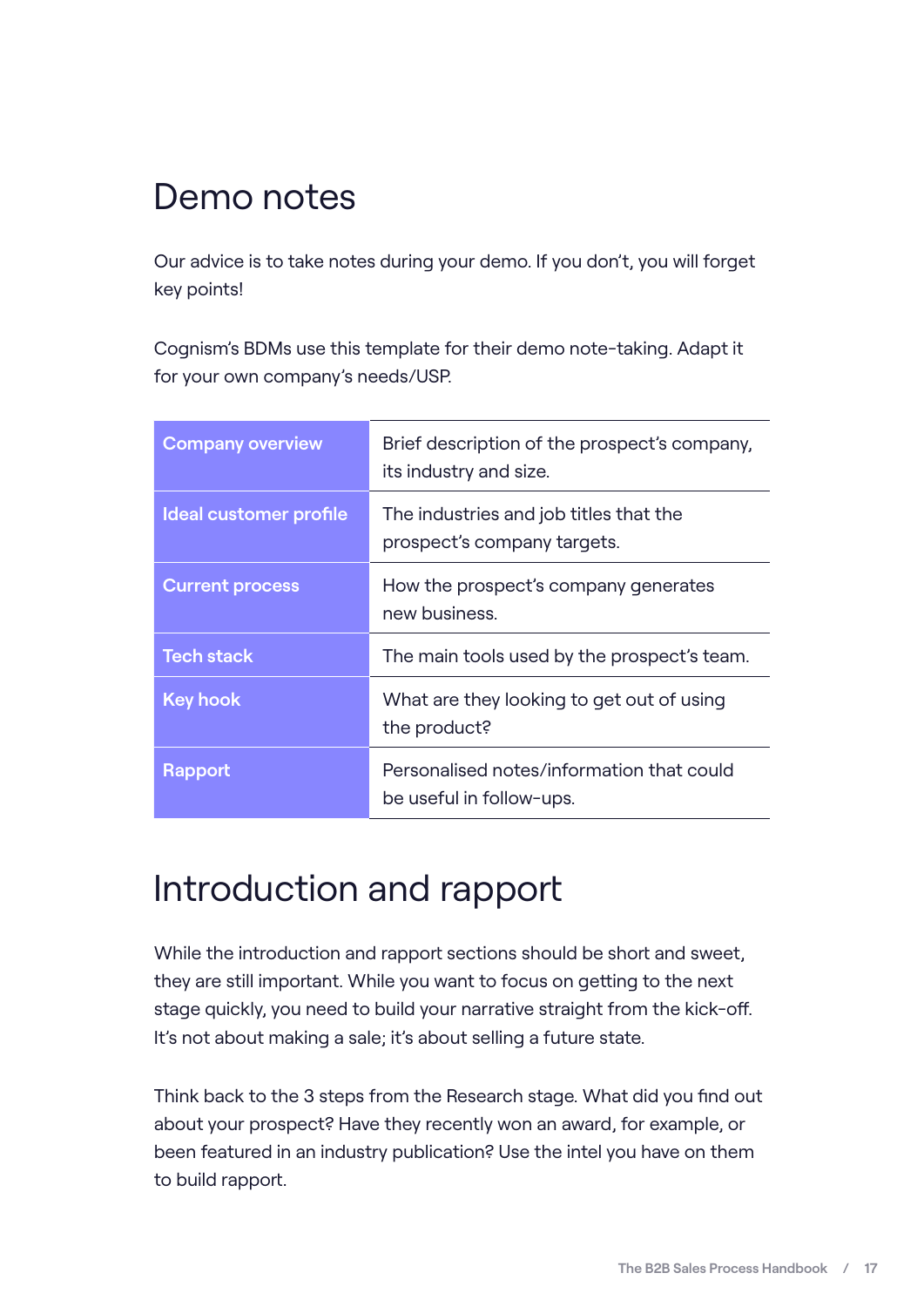## Demo notes

Our advice is to take notes during your demo. If you don't, you will forget key points!

Cognism's BDMs use this template for their demo note-taking. Adapt it for your own company's needs/USP.

| | |
|---|---|
| **Company overview** | Brief description of the prospect's company, its industry and size. |
| **Ideal customer profile** | The industries and job titles that the prospect's company targets. |
| **Current process** | How the prospect's company generates new business. |
| **Tech stack** | The main tools used by the prospect's team. |
| **Key hook** | What are they looking to get out of using the product? |
| **Rapport** | Personalised notes/information that could be useful in follow-ups. |

## Introduction and rapport

While the introduction and rapport sections should be short and sweet, they are still important. While you want to focus on getting to the next stage quickly, you need to build your narrative straight from the kick-off. It's not about making a sale; it's about selling a future state.

Think back to the 3 steps from the Research stage. What did you find out about your prospect? Have they recently won an award, for example, or been featured in an industry publication? Use the intel you have on them to build rapport.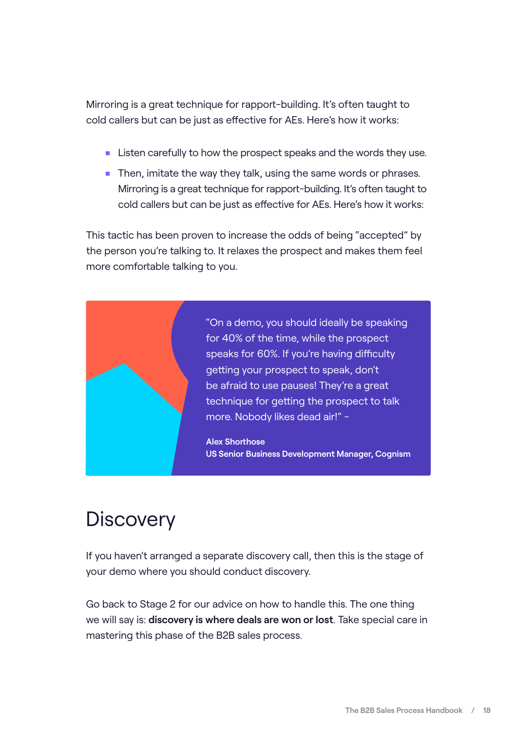Mirroring is a great technique for rapport-building. It's often taught to cold callers but can be just as effective for AEs. Here's how it works:

- Listen carefully to how the prospect speaks and the words they use.
- Then, imitate the way they talk, using the same words or phrases. Mirroring is a great technique for rapport-building. It's often taught to cold callers but can be just as effective for AEs. Here's how it works:

This tactic has been proven to increase the odds of being "accepted" by the person you're talking to. It relaxes the prospect and makes them feel more comfortable talking to you.

> "On a demo, you should ideally be speaking for 40% of the time, while the prospect speaks for 60%. If you're having difficulty getting your prospect to speak, don't be afraid to use pauses! They're a great technique for getting the prospect to talk more. Nobody likes dead air!" -
>
> **Alex Shorthose**
> **US Senior Business Development Manager, Cognism**

# Discovery

If you haven't arranged a separate discovery call, then this is the stage of your demo where you should conduct discovery.

Go back to Stage 2 for our advice on how to handle this. The one thing we will say is: **discovery is where deals are won or lost**. Take special care in mastering this phase of the B2B sales process.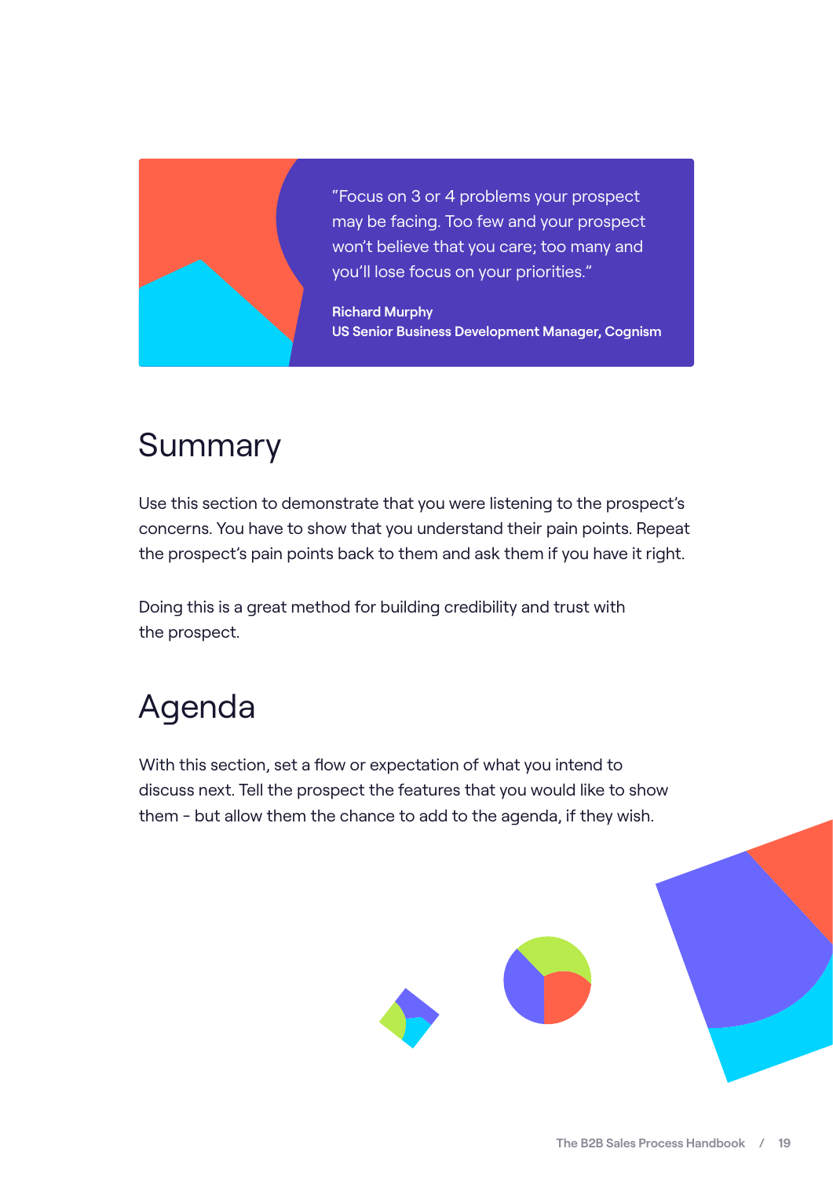> "Focus on 3 or 4 problems your prospect may be facing. Too few and your prospect won't believe that you care; too many and you'll lose focus on your priorities."
>
> **Richard Murphy**
> **US Senior Business Development Manager, Cognism**

## Summary

Use this section to demonstrate that you were listening to the prospect's concerns. You have to show that you understand their pain points. Repeat the prospect's pain points back to them and ask them if you have it right.

Doing this is a great method for building credibility and trust with the prospect.

## Agenda

With this section, set a flow or expectation of what you intend to discuss next. Tell the prospect the features that you would like to show them - but allow them the chance to add to the agenda, if they wish.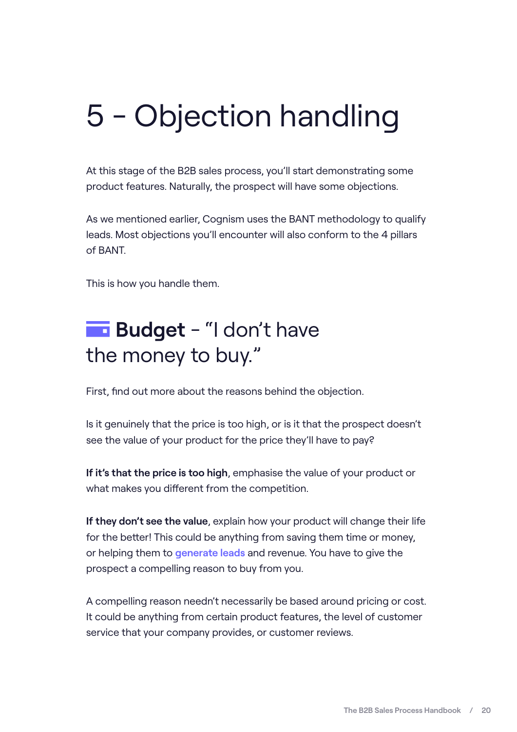# 5 - Objection handling

At this stage of the B2B sales process, you'll start demonstrating some product features. Naturally, the prospect will have some objections.

As we mentioned earlier, Cognism uses the BANT methodology to qualify leads. Most objections you'll encounter will also conform to the 4 pillars of BANT.

This is how you handle them.

## **Budget** - "I don't have the money to buy."

First, find out more about the reasons behind the objection.

Is it genuinely that the price is too high, or is it that the prospect doesn't see the value of your product for the price they'll have to pay?

**If it's that the price is too high**, emphasise the value of your product or what makes you different from the competition.

**If they don't see the value**, explain how your product will change their life for the better! This could be anything from saving them time or money, or helping them to generate leads and revenue. You have to give the prospect a compelling reason to buy from you.

A compelling reason needn't necessarily be based around pricing or cost. It could be anything from certain product features, the level of customer service that your company provides, or customer reviews.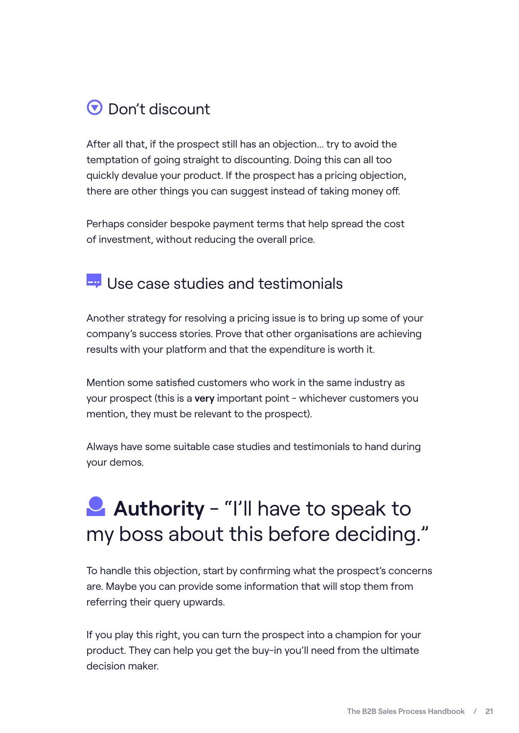### Don’t discount

After all that, if the prospect still has an objection... try to avoid the temptation of going straight to discounting. Doing this can all too quickly devalue your product. If the prospect has a pricing objection, there are other things you can suggest instead of taking money off.

Perhaps consider bespoke payment terms that help spread the cost of investment, without reducing the overall price.

### Use case studies and testimonials

Another strategy for resolving a pricing issue is to bring up some of your company’s success stories. Prove that other organisations are achieving results with your platform and that the expenditure is worth it.

Mention some satisfied customers who work in the same industry as your prospect (this is a **very** important point - whichever customers you mention, they must be relevant to the prospect).

Always have some suitable case studies and testimonials to hand during your demos.

## **Authority** - “I’ll have to speak to my boss about this before deciding.”

To handle this objection, start by confirming what the prospect’s concerns are. Maybe you can provide some information that will stop them from referring their query upwards.

If you play this right, you can turn the prospect into a champion for your product. They can help you get the buy-in you’ll need from the ultimate decision maker.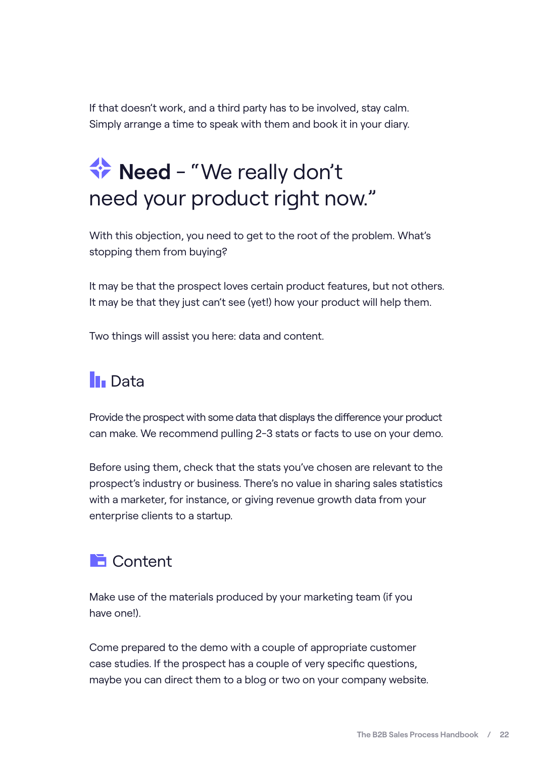If that doesn't work, and a third party has to be involved, stay calm. Simply arrange a time to speak with them and book it in your diary.

## **Need** – "We really don't need your product right now."

With this objection, you need to get to the root of the problem. What's stopping them from buying?

It may be that the prospect loves certain product features, but not others. It may be that they just can't see (yet!) how your product will help them.

Two things will assist you here: data and content.

### Data

Provide the prospect with some data that displays the difference your product can make. We recommend pulling 2-3 stats or facts to use on your demo.

Before using them, check that the stats you've chosen are relevant to the prospect's industry or business. There's no value in sharing sales statistics with a marketer, for instance, or giving revenue growth data from your enterprise clients to a startup.

### Content

Make use of the materials produced by your marketing team (if you have one!).

Come prepared to the demo with a couple of appropriate customer case studies. If the prospect has a couple of very specific questions, maybe you can direct them to a blog or two on your company website.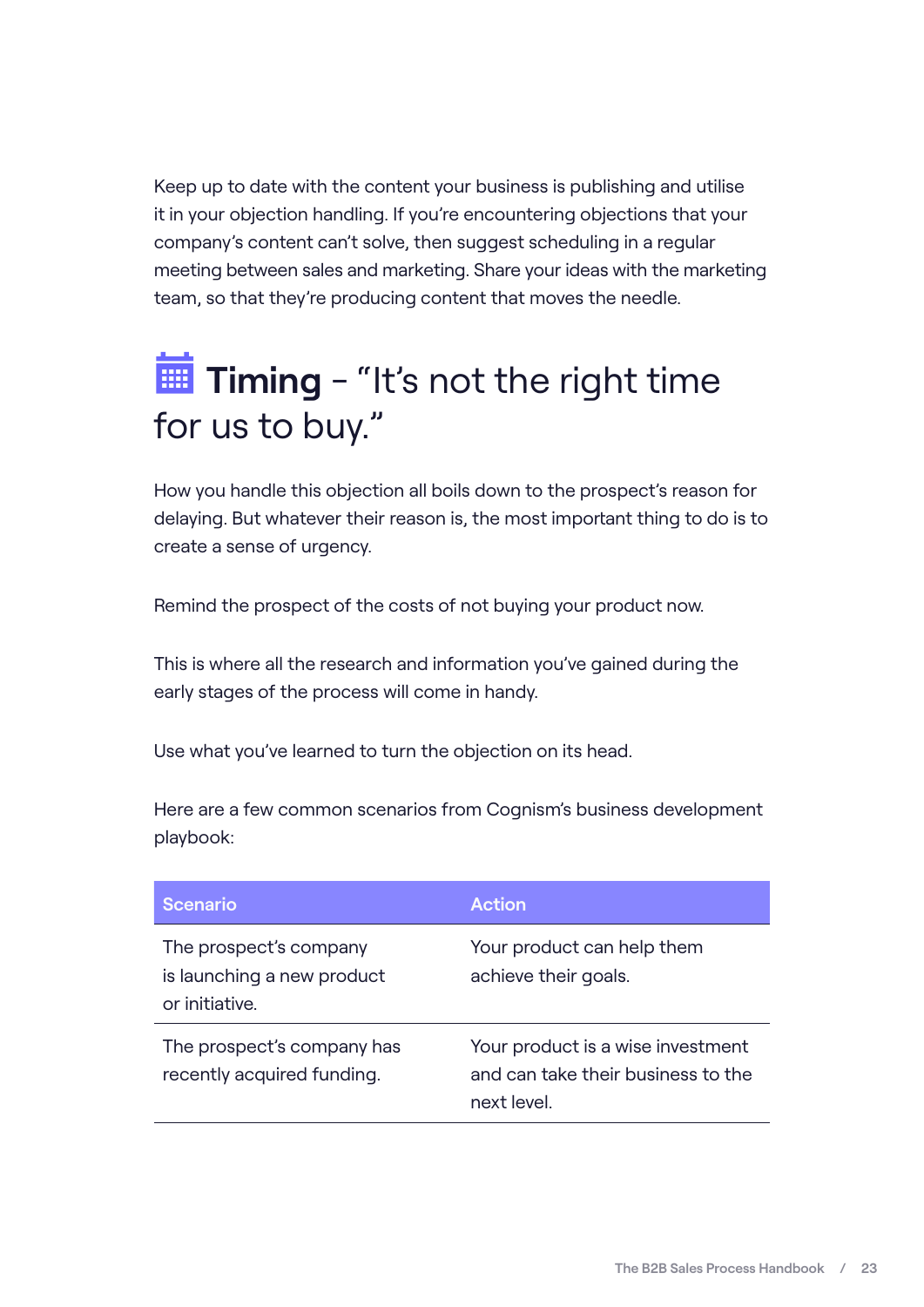Keep up to date with the content your business is publishing and utilise it in your objection handling. If you're encountering objections that your company's content can't solve, then suggest scheduling in a regular meeting between sales and marketing. Share your ideas with the marketing team, so that they're producing content that moves the needle.

## **Timing** – "It's not the right time for us to buy."

How you handle this objection all boils down to the prospect's reason for delaying. But whatever their reason is, the most important thing to do is to create a sense of urgency.

Remind the prospect of the costs of not buying your product now.

This is where all the research and information you've gained during the early stages of the process will come in handy.

Use what you've learned to turn the objection on its head.

Here are a few common scenarios from Cognism's business development playbook:

| Scenario | Action |
|---|---|
| The prospect's company is launching a new product or initiative. | Your product can help them achieve their goals. |
| The prospect's company has recently acquired funding. | Your product is a wise investment and can take their business to the next level. |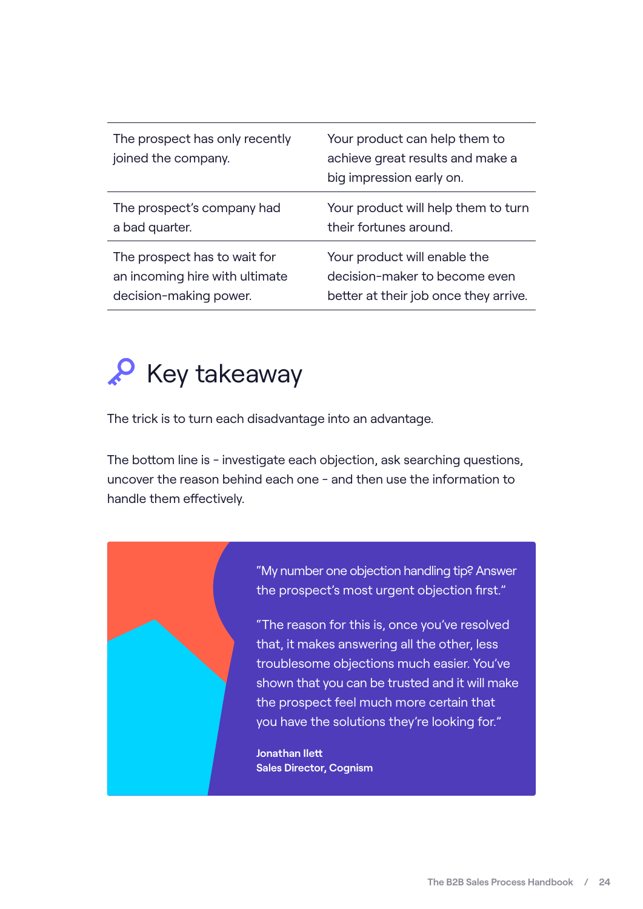| | |
|---|---|
| The prospect has only recently joined the company. | Your product can help them to achieve great results and make a big impression early on. |
| The prospect's company had a bad quarter. | Your product will help them to turn their fortunes around. |
| The prospect has to wait for an incoming hire with ultimate decision-making power. | Your product will enable the decision-maker to become even better at their job once they arrive. |

## Key takeaway

The trick is to turn each disadvantage into an advantage.

The bottom line is - investigate each objection, ask searching questions, uncover the reason behind each one - and then use the information to handle them effectively.

"My number one objection handling tip? Answer the prospect's most urgent objection first."

"The reason for this is, once you've resolved that, it makes answering all the other, less troublesome objections much easier. You've shown that you can be trusted and it will make the prospect feel much more certain that you have the solutions they're looking for."

**Jonathan Ilett**
**Sales Director, Cognism**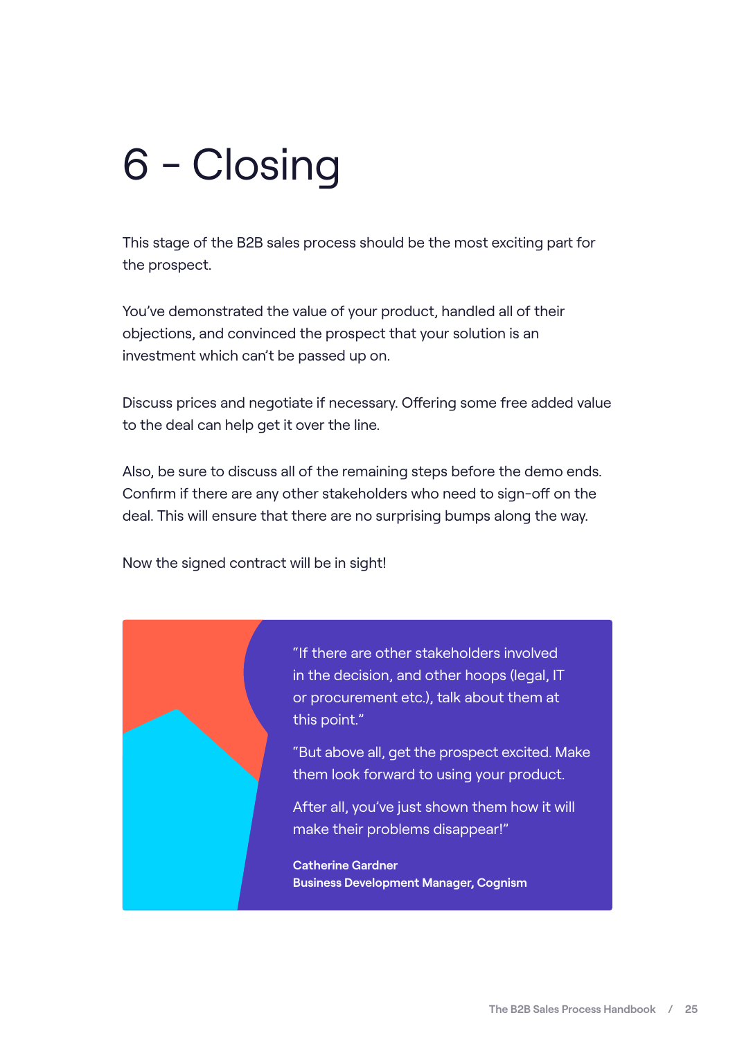# 6 - Closing

This stage of the B2B sales process should be the most exciting part for the prospect.

You've demonstrated the value of your product, handled all of their objections, and convinced the prospect that your solution is an investment which can't be passed up on.

Discuss prices and negotiate if necessary. Offering some free added value to the deal can help get it over the line.

Also, be sure to discuss all of the remaining steps before the demo ends. Confirm if there are any other stakeholders who need to sign-off on the deal. This will ensure that there are no surprising bumps along the way.

Now the signed contract will be in sight!

"If there are other stakeholders involved in the decision, and other hoops (legal, IT or procurement etc.), talk about them at this point."

"But above all, get the prospect excited. Make them look forward to using your product.

After all, you've just shown them how it will make their problems disappear!"

**Catherine Gardner**
**Business Development Manager, Cognism**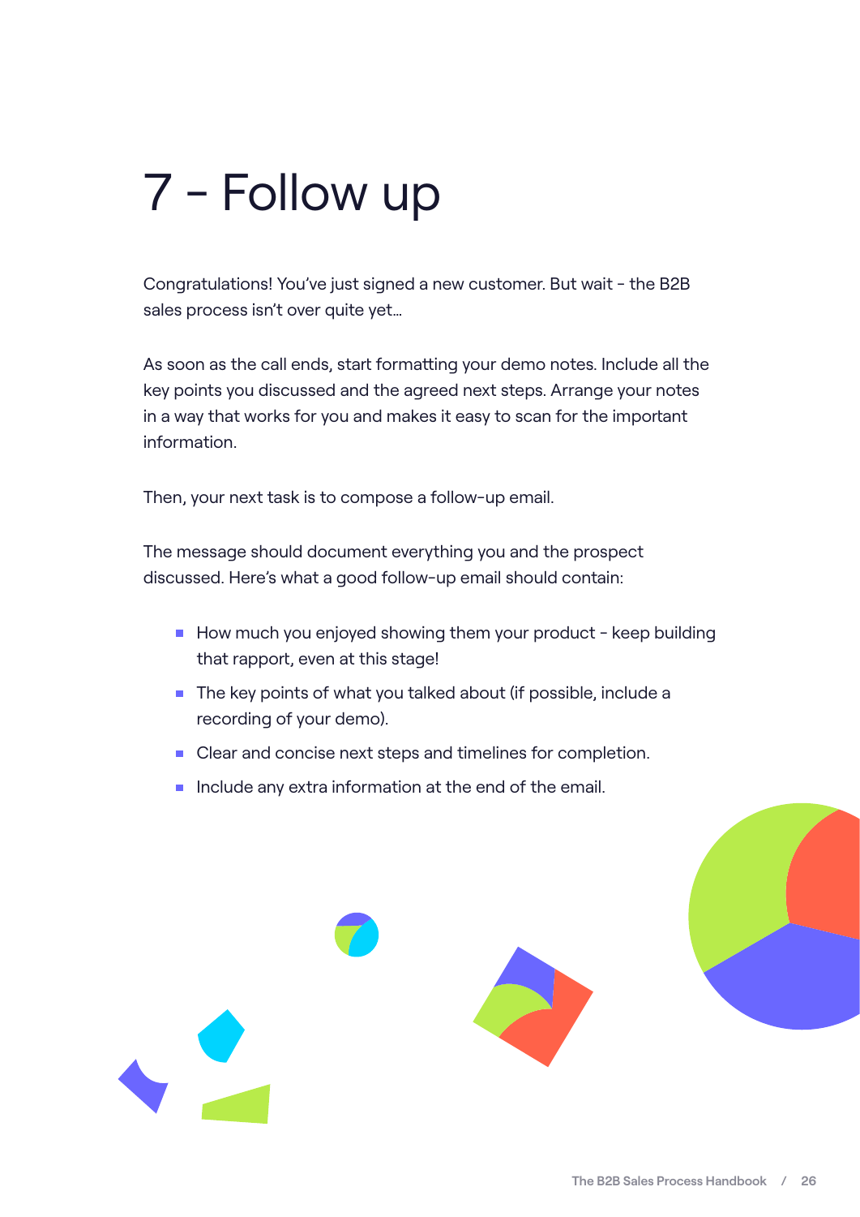# 7 - Follow up

Congratulations! You've just signed a new customer. But wait - the B2B sales process isn't over quite yet...

As soon as the call ends, start formatting your demo notes. Include all the key points you discussed and the agreed next steps. Arrange your notes in a way that works for you and makes it easy to scan for the important information.

Then, your next task is to compose a follow-up email.

The message should document everything you and the prospect discussed. Here's what a good follow-up email should contain:

- How much you enjoyed showing them your product - keep building that rapport, even at this stage!
- The key points of what you talked about (if possible, include a recording of your demo).
- Clear and concise next steps and timelines for completion.
- Include any extra information at the end of the email.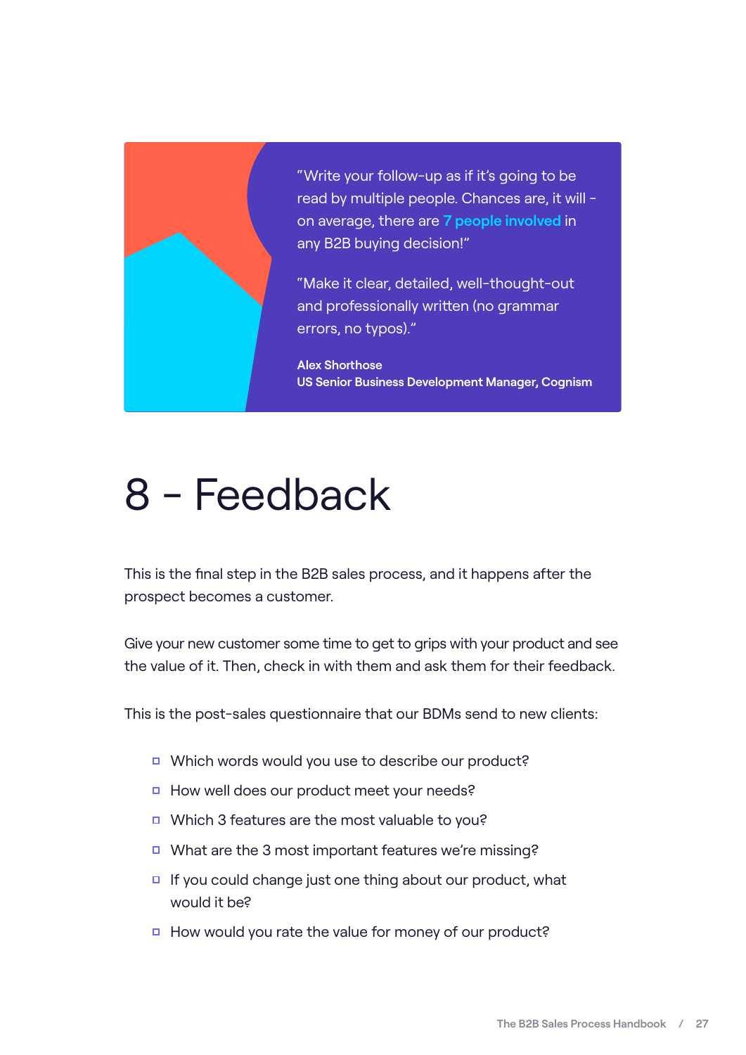> "Write your follow-up as if it's going to be read by multiple people. Chances are, it will - on average, there are **7 people involved** in any B2B buying decision!"
>
> "Make it clear, detailed, well-thought-out and professionally written (no grammar errors, no typos)."
>
> **Alex Shorthose**
> **US Senior Business Development Manager, Cognism**

# 8 - Feedback

This is the final step in the B2B sales process, and it happens after the prospect becomes a customer.

Give your new customer some time to get to grips with your product and see the value of it. Then, check in with them and ask them for their feedback.

This is the post-sales questionnaire that our BDMs send to new clients:

- Which words would you use to describe our product?
- How well does our product meet your needs?
- Which 3 features are the most valuable to you?
- What are the 3 most important features we're missing?
- If you could change just one thing about our product, what would it be?
- How would you rate the value for money of our product?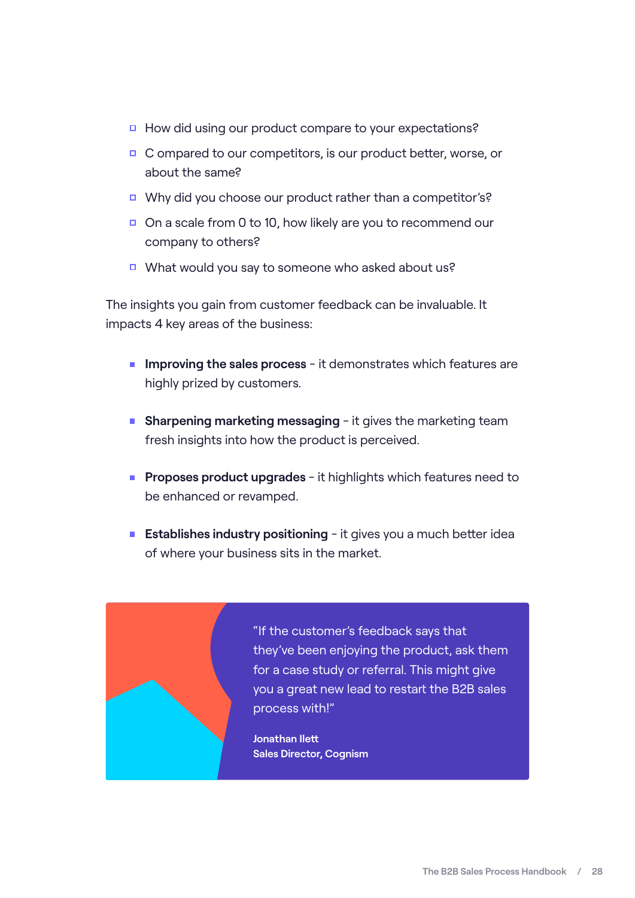- How did using our product compare to your expectations?
- C ompared to our competitors, is our product better, worse, or about the same?
- Why did you choose our product rather than a competitor's?
- On a scale from 0 to 10, how likely are you to recommend our company to others?
- What would you say to someone who asked about us?

The insights you gain from customer feedback can be invaluable. It impacts 4 key areas of the business:

- **Improving the sales process** - it demonstrates which features are highly prized by customers.
- **Sharpening marketing messaging** - it gives the marketing team fresh insights into how the product is perceived.
- **Proposes product upgrades** - it highlights which features need to be enhanced or revamped.
- **Establishes industry positioning** - it gives you a much better idea of where your business sits in the market.

"If the customer's feedback says that they've been enjoying the product, ask them for a case study or referral. This might give you a great new lead to restart the B2B sales process with!"

**Jonathan Ilett**
**Sales Director, Cognism**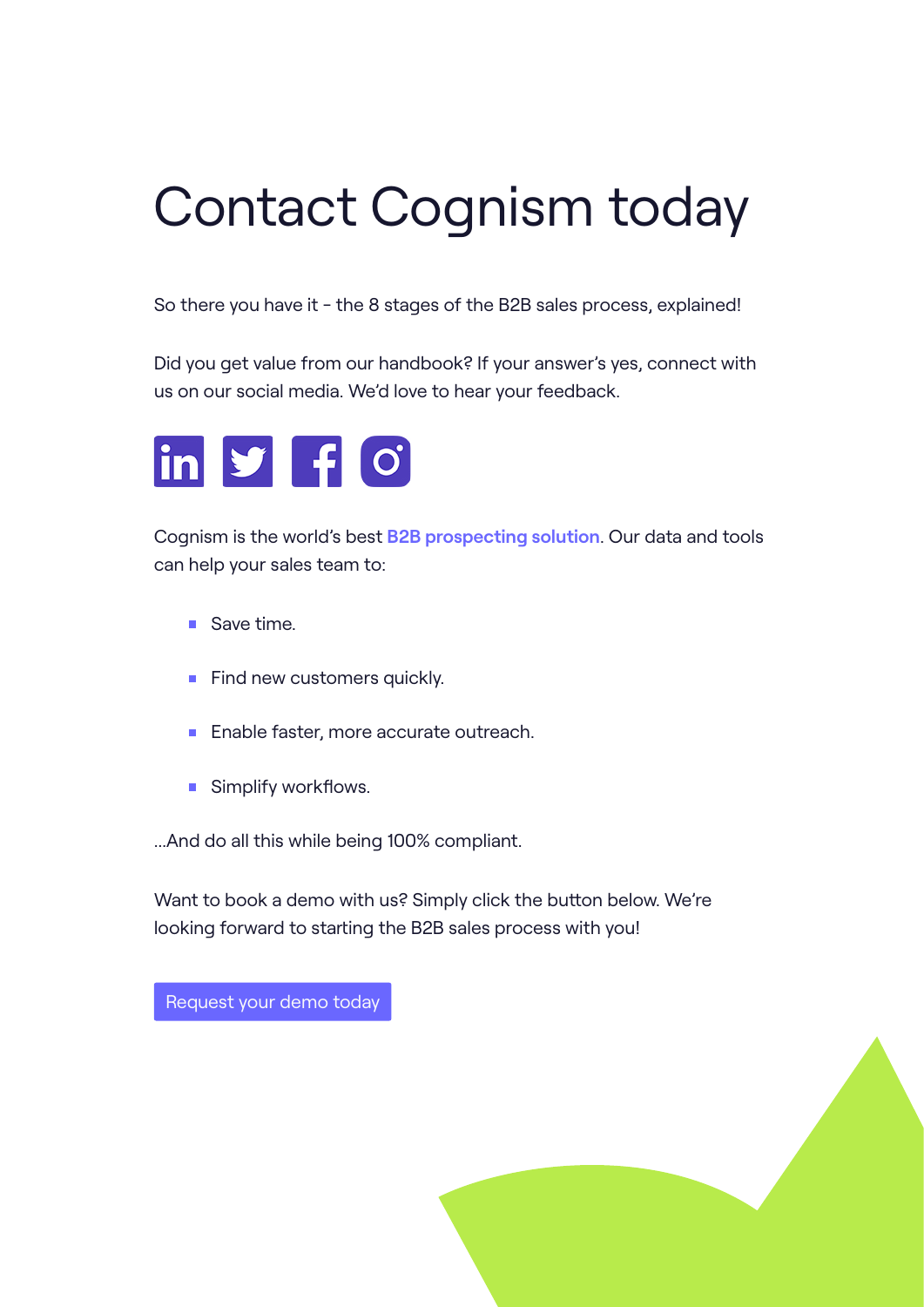# Contact Cognism today

So there you have it - the 8 stages of the B2B sales process, explained!

Did you get value from our handbook? If your answer's yes, connect with us on our social media. We'd love to hear your feedback.

Cognism is the world's best **B2B prospecting solution**. Our data and tools can help your sales team to:

- Save time.
- Find new customers quickly.
- Enable faster, more accurate outreach.
- Simplify workflows.

...And do all this while being 100% compliant.

Want to book a demo with us? Simply click the button below. We're looking forward to starting the B2B sales process with you!

Request your demo today